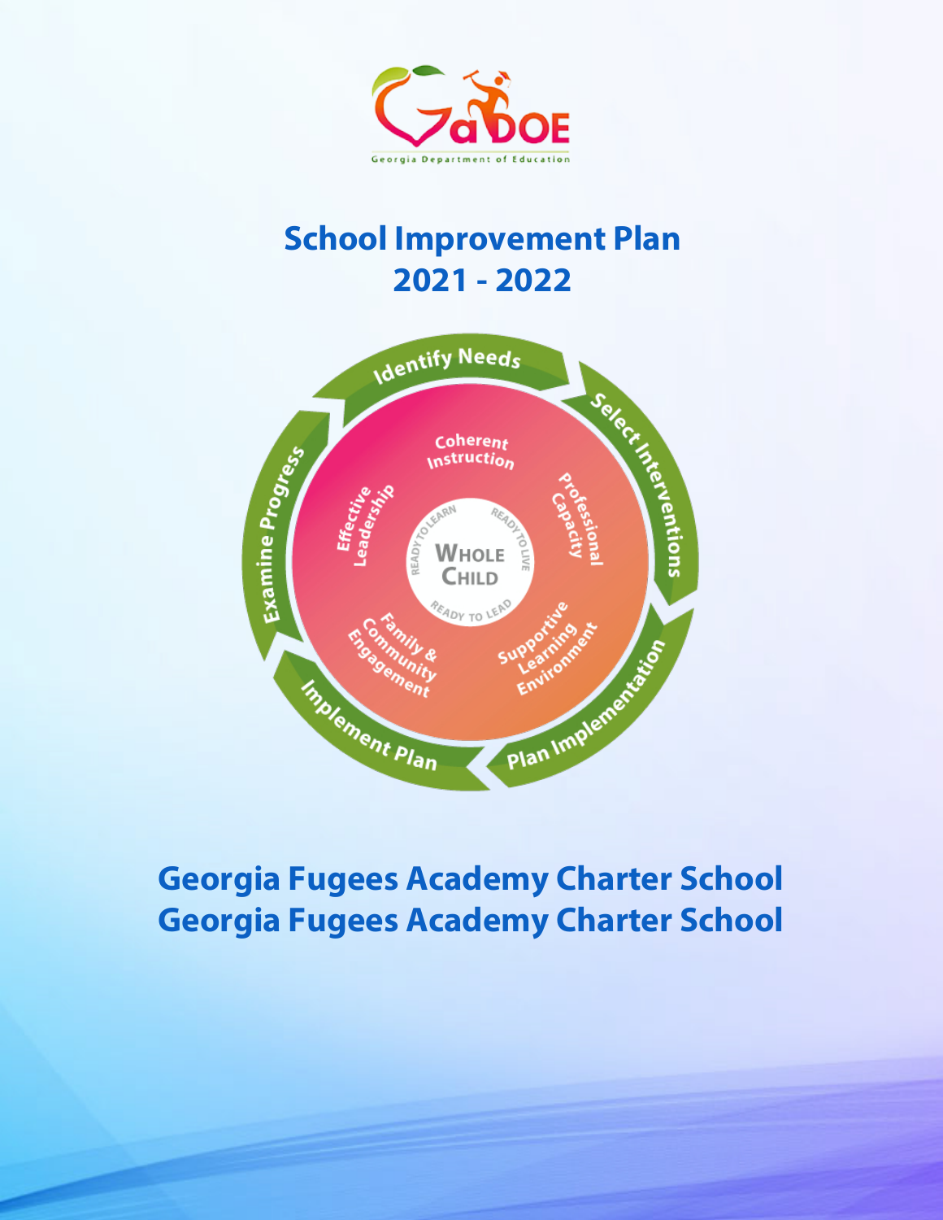# School Improvement Plan
# 2021 - 2022

## Georgia Fugees Academy Charter School
## Georgia Fugees Academy Charter School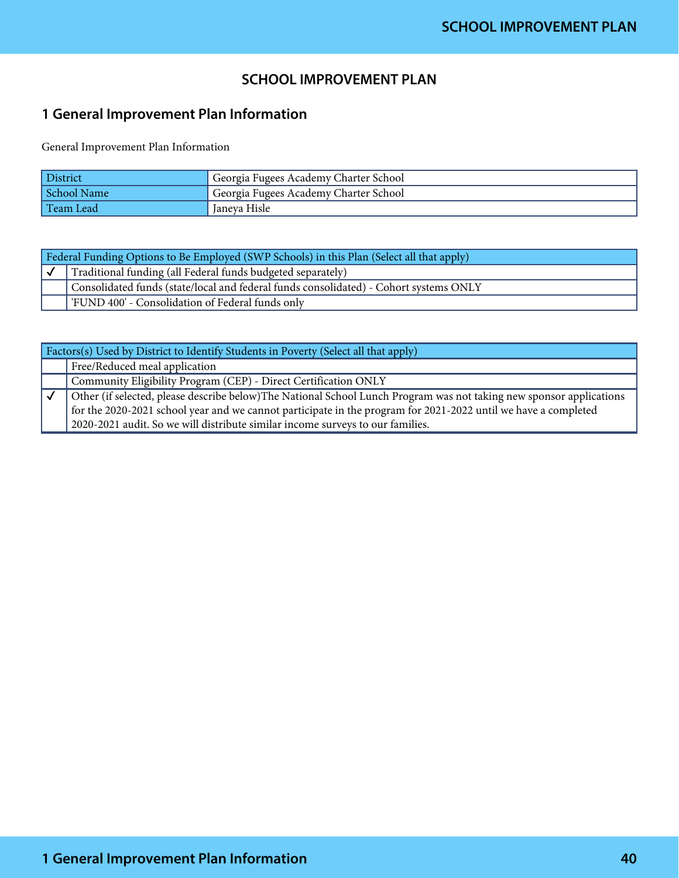## SCHOOL IMPROVEMENT PLAN

### 1 General Improvement Plan Information

General Improvement Plan Information

| District | Georgia Fugees Academy Charter School |
|---|---|
| School Name | Georgia Fugees Academy Charter School |
| Team Lead | Janeya Hisle |

| Federal Funding Options to Be Employed (SWP Schools) in this Plan (Select all that apply) | |
|---|---|
| ✓ | Traditional funding (all Federal funds budgeted separately) |
| | Consolidated funds (state/local and federal funds consolidated) - Cohort systems ONLY |
| | 'FUND 400' - Consolidation of Federal funds only |

| Factors(s) Used by District to Identify Students in Poverty (Select all that apply) | |
|---|---|
| | Free/Reduced meal application |
| | Community Eligibility Program (CEP) - Direct Certification ONLY |
| ✓ | Other (if selected, please describe below)The National School Lunch Program was not taking new sponsor applications for the 2020-2021 school year and we cannot participate in the program for 2021-2022 until we have a completed 2020-2021 audit. So we will distribute similar income surveys to our families. |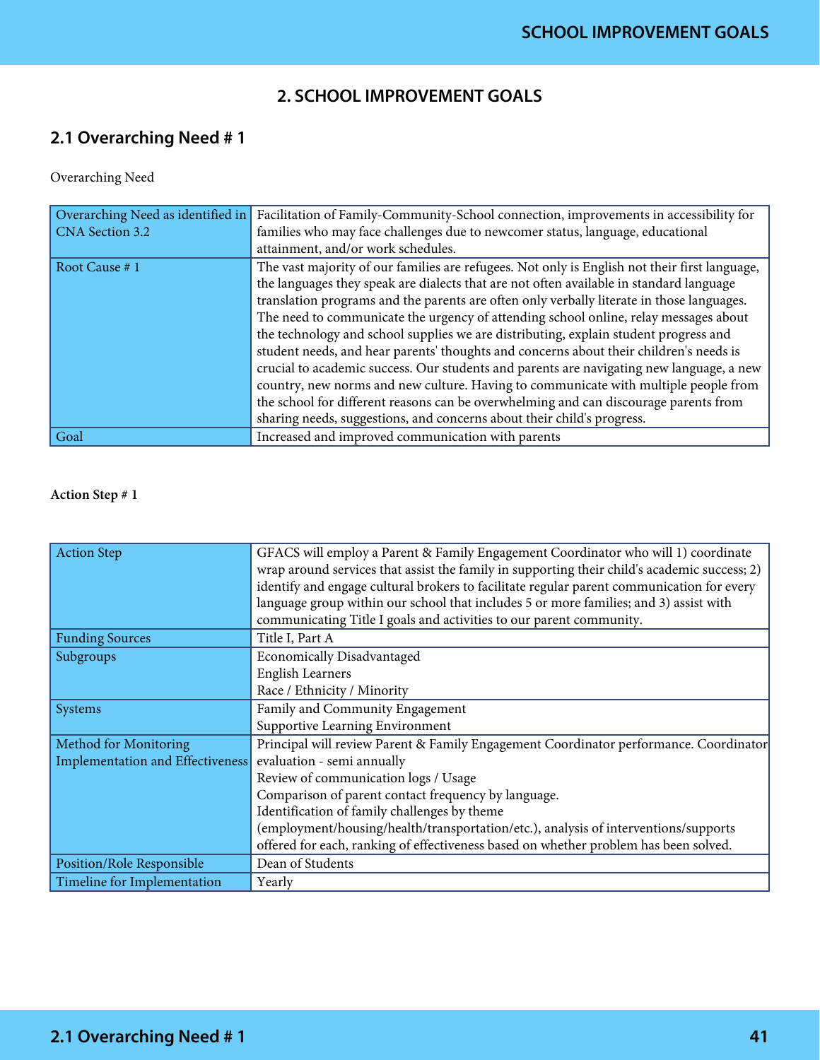# 2. SCHOOL IMPROVEMENT GOALS

## 2.1 Overarching Need # 1

Overarching Need

| Overarching Need as identified in CNA Section 3.2 | Facilitation of Family-Community-School connection, improvements in accessibility for families who may face challenges due to newcomer status, language, educational attainment, and/or work schedules. |
|---|---|
| Root Cause # 1 | The vast majority of our families are refugees. Not only is English not their first language, the languages they speak are dialects that are not often available in standard language translation programs and the parents are often only verbally literate in those languages. The need to communicate the urgency of attending school online, relay messages about the technology and school supplies we are distributing, explain student progress and student needs, and hear parents' thoughts and concerns about their children's needs is crucial to academic success. Our students and parents are navigating new language, a new country, new norms and new culture. Having to communicate with multiple people from the school for different reasons can be overwhelming and can discourage parents from sharing needs, suggestions, and concerns about their child's progress. |
| Goal | Increased and improved communication with parents |

**Action Step # 1**

| Action Step | GFACS will employ a Parent & Family Engagement Coordinator who will 1) coordinate wrap around services that assist the family in supporting their child's academic success; 2) identify and engage cultural brokers to facilitate regular parent communication for every language group within our school that includes 5 or more families; and 3) assist with communicating Title I goals and activities to our parent community. |
|---|---|
| Funding Sources | Title I, Part A |
| Subgroups | Economically Disadvantaged<br>English Learners<br>Race / Ethnicity / Minority |
| Systems | Family and Community Engagement<br>Supportive Learning Environment |
| Method for Monitoring Implementation and Effectiveness | Principal will review Parent & Family Engagement Coordinator performance. Coordinator evaluation - semi annually<br>Review of communication logs / Usage<br>Comparison of parent contact frequency by language.<br>Identification of family challenges by theme (employment/housing/health/transportation/etc.), analysis of interventions/supports offered for each, ranking of effectiveness based on whether problem has been solved. |
| Position/Role Responsible | Dean of Students |
| Timeline for Implementation | Yearly |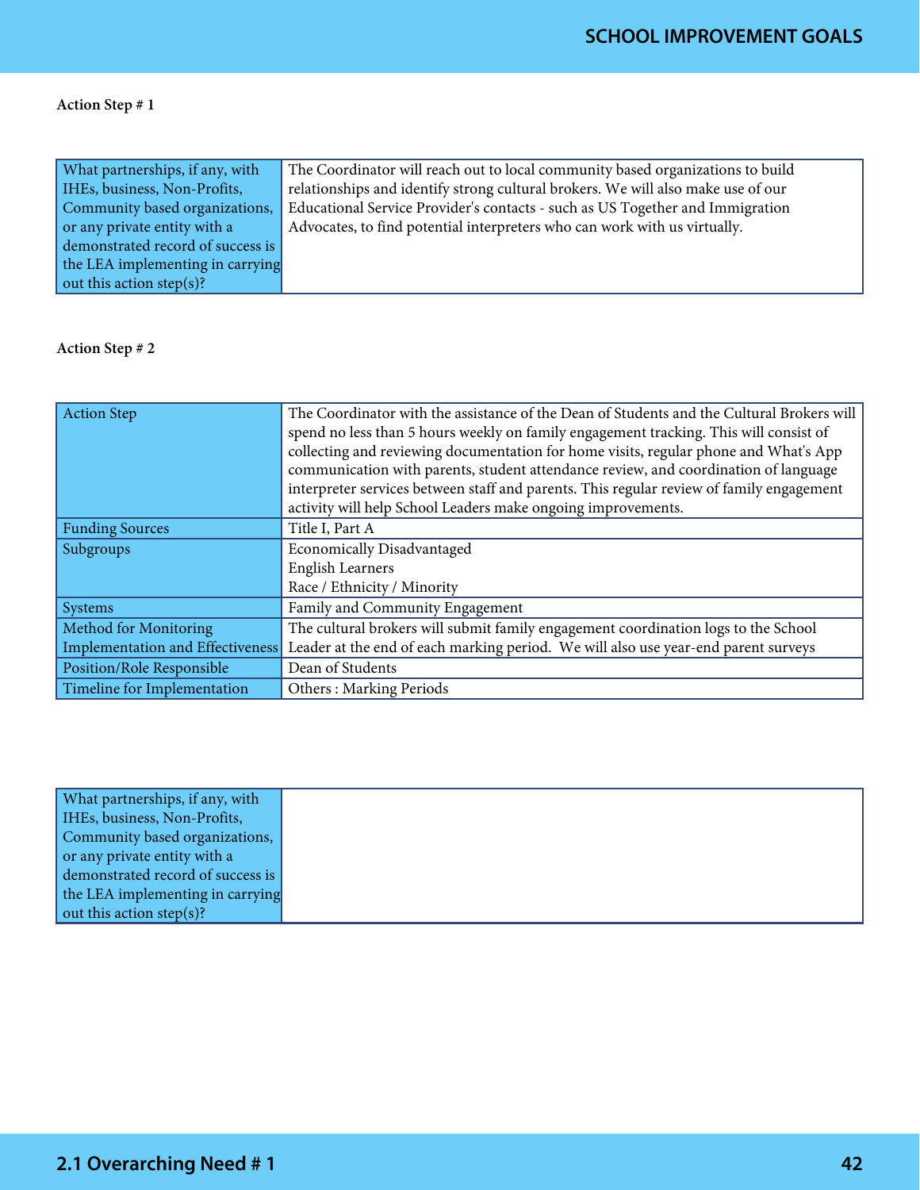**Action Step # 1**

| What partnerships, if any, with IHEs, business, Non-Profits, Community based organizations, or any private entity with a demonstrated record of success is the LEA implementing in carrying out this action step(s)? | The Coordinator will reach out to local community based organizations to build relationships and identify strong cultural brokers. We will also make use of our Educational Service Provider's contacts - such as US Together and Immigration Advocates, to find potential interpreters who can work with us virtually. |
|---|---|

**Action Step # 2**

| Action Step | The Coordinator with the assistance of the Dean of Students and the Cultural Brokers will spend no less than 5 hours weekly on family engagement tracking. This will consist of collecting and reviewing documentation for home visits, regular phone and What's App communication with parents, student attendance review, and coordination of language interpreter services between staff and parents. This regular review of family engagement activity will help School Leaders make ongoing improvements. |
|---|---|
| Funding Sources | Title I, Part A |
| Subgroups | Economically Disadvantaged<br>English Learners<br>Race / Ethnicity / Minority |
| Systems | Family and Community Engagement |
| Method for Monitoring Implementation and Effectiveness | The cultural brokers will submit family engagement coordination logs to the School Leader at the end of each marking period. We will also use year-end parent surveys |
| Position/Role Responsible | Dean of Students |
| Timeline for Implementation | Others : Marking Periods |

| What partnerships, if any, with IHEs, business, Non-Profits, Community based organizations, or any private entity with a demonstrated record of success is the LEA implementing in carrying out this action step(s)? | |
|---|---|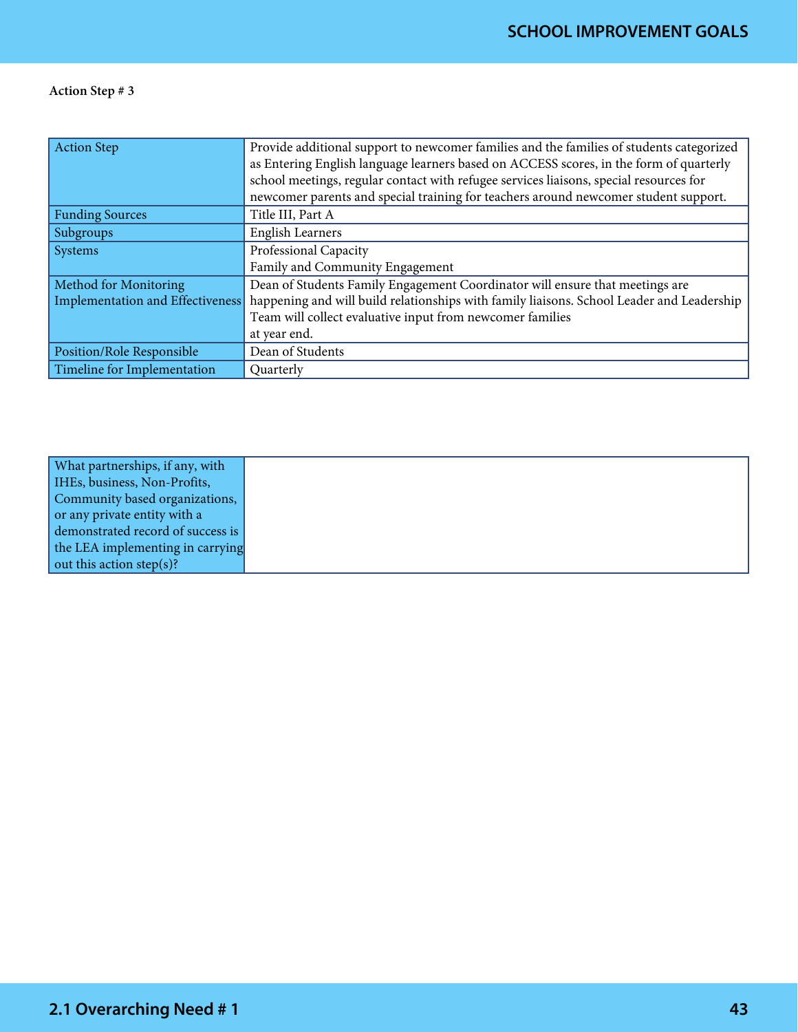**Action Step # 3**

| Action Step | Provide additional support to newcomer families and the families of students categorized as Entering English language learners based on ACCESS scores, in the form of quarterly school meetings, regular contact with refugee services liaisons, special resources for newcomer parents and special training for teachers around newcomer student support. |
|---|---|
| Funding Sources | Title III, Part A |
| Subgroups | English Learners |
| Systems | Professional Capacity<br>Family and Community Engagement |
| Method for Monitoring Implementation and Effectiveness | Dean of Students Family Engagement Coordinator will ensure that meetings are happening and will build relationships with family liaisons. School Leader and Leadership Team will collect evaluative input from newcomer families at year end. |
| Position/Role Responsible | Dean of Students |
| Timeline for Implementation | Quarterly |

| What partnerships, if any, with IHEs, business, Non-Profits, Community based organizations, or any private entity with a demonstrated record of success is the LEA implementing in carrying out this action step(s)? | |
|---|---|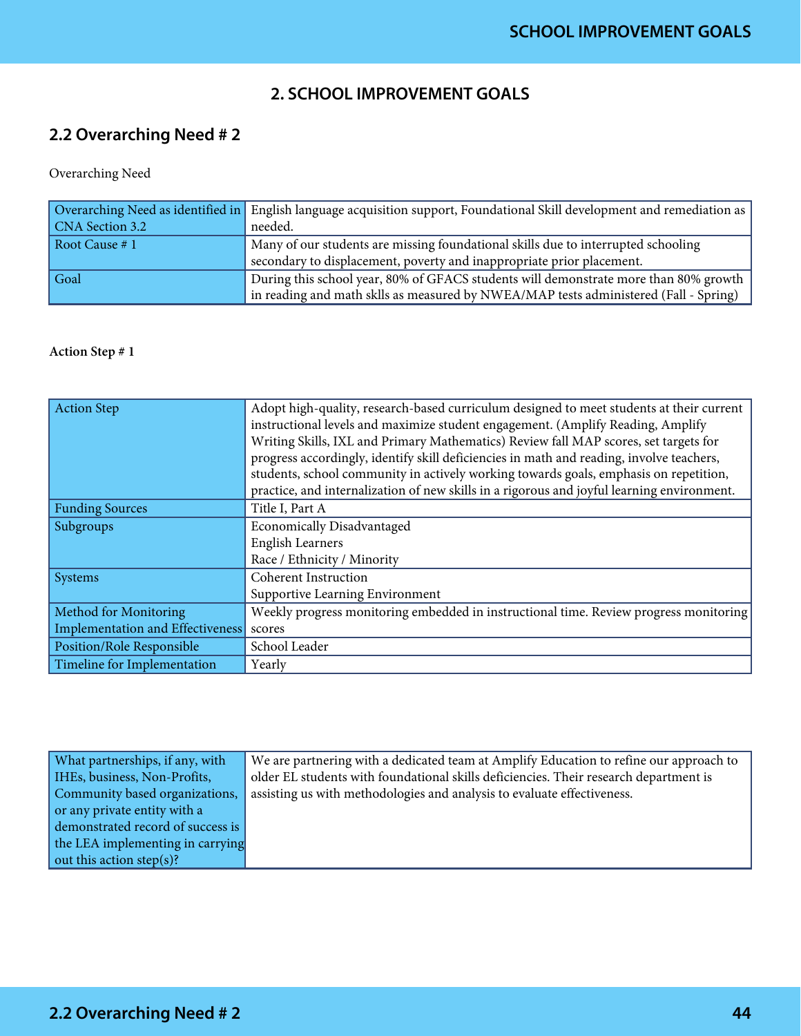# 2. SCHOOL IMPROVEMENT GOALS

## 2.2 Overarching Need # 2

Overarching Need

| Overarching Need as identified in CNA Section 3.2 | English language acquisition support, Foundational Skill development and remediation as needed. |
|---|---|
| Root Cause # 1 | Many of our students are missing foundational skills due to interrupted schooling secondary to displacement, poverty and inappropriate prior placement. |
| Goal | During this school year, 80% of GFACS students will demonstrate more than 80% growth in reading and math sklls as measured by NWEA/MAP tests administered (Fall - Spring) |

**Action Step # 1**

| Action Step | Adopt high-quality, research-based curriculum designed to meet students at their current instructional levels and maximize student engagement. (Amplify Reading, Amplify Writing Skills, IXL and Primary Mathematics) Review fall MAP scores, set targets for progress accordingly, identify skill deficiencies in math and reading, involve teachers, students, school community in actively working towards goals, emphasis on repetition, practice, and internalization of new skills in a rigorous and joyful learning environment. |
|---|---|
| Funding Sources | Title I, Part A |
| Subgroups | Economically Disadvantaged<br>English Learners<br>Race / Ethnicity / Minority |
| Systems | Coherent Instruction<br>Supportive Learning Environment |
| Method for Monitoring Implementation and Effectiveness | Weekly progress monitoring embedded in instructional time. Review progress monitoring scores |
| Position/Role Responsible | School Leader |
| Timeline for Implementation | Yearly |

| What partnerships, if any, with IHEs, business, Non-Profits, Community based organizations, or any private entity with a demonstrated record of success is the LEA implementing in carrying out this action step(s)? | We are partnering with a dedicated team at Amplify Education to refine our approach to older EL students with foundational skills deficiencies. Their research department is assisting us with methodologies and analysis to evaluate effectiveness. |
|---|---|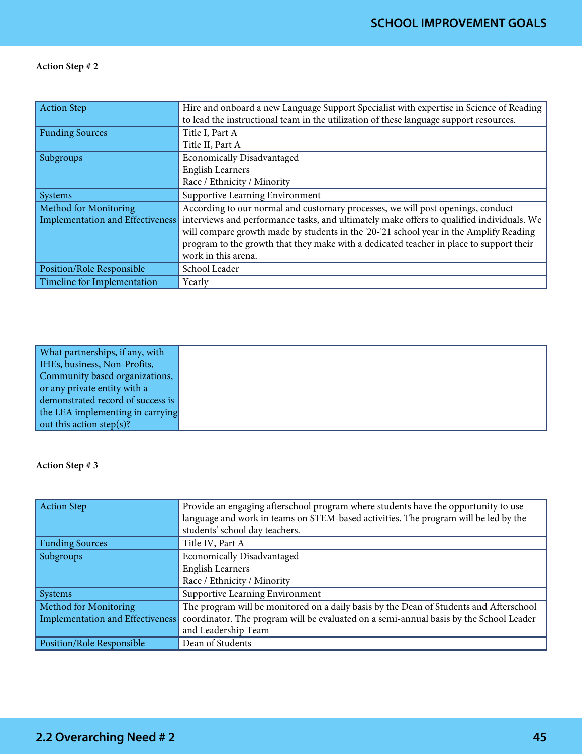**Action Step # 2**

| | |
|---|---|
| Action Step | Hire and onboard a new Language Support Specialist with expertise in Science of Reading to lead the instructional team in the utilization of these language support resources. |
| Funding Sources | Title I, Part A<br>Title II, Part A |
| Subgroups | Economically Disadvantaged<br>English Learners<br>Race / Ethnicity / Minority |
| Systems | Supportive Learning Environment |
| Method for Monitoring Implementation and Effectiveness | According to our normal and customary processes, we will post openings, conduct interviews and performance tasks, and ultimately make offers to qualified individuals. We will compare growth made by students in the '20-'21 school year in the Amplify Reading program to the growth that they make with a dedicated teacher in place to support their work in this arena. |
| Position/Role Responsible | School Leader |
| Timeline for Implementation | Yearly |

| | |
|---|---|
| What partnerships, if any, with IHEs, business, Non-Profits, Community based organizations, or any private entity with a demonstrated record of success is the LEA implementing in carrying out this action step(s)? | |

**Action Step # 3**

| | |
|---|---|
| Action Step | Provide an engaging afterschool program where students have the opportunity to use language and work in teams on STEM-based activities. The program will be led by the students' school day teachers. |
| Funding Sources | Title IV, Part A |
| Subgroups | Economically Disadvantaged<br>English Learners<br>Race / Ethnicity / Minority |
| Systems | Supportive Learning Environment |
| Method for Monitoring Implementation and Effectiveness | The program will be monitored on a daily basis by the Dean of Students and Afterschool coordinator. The program will be evaluated on a semi-annual basis by the School Leader and Leadership Team |
| Position/Role Responsible | Dean of Students |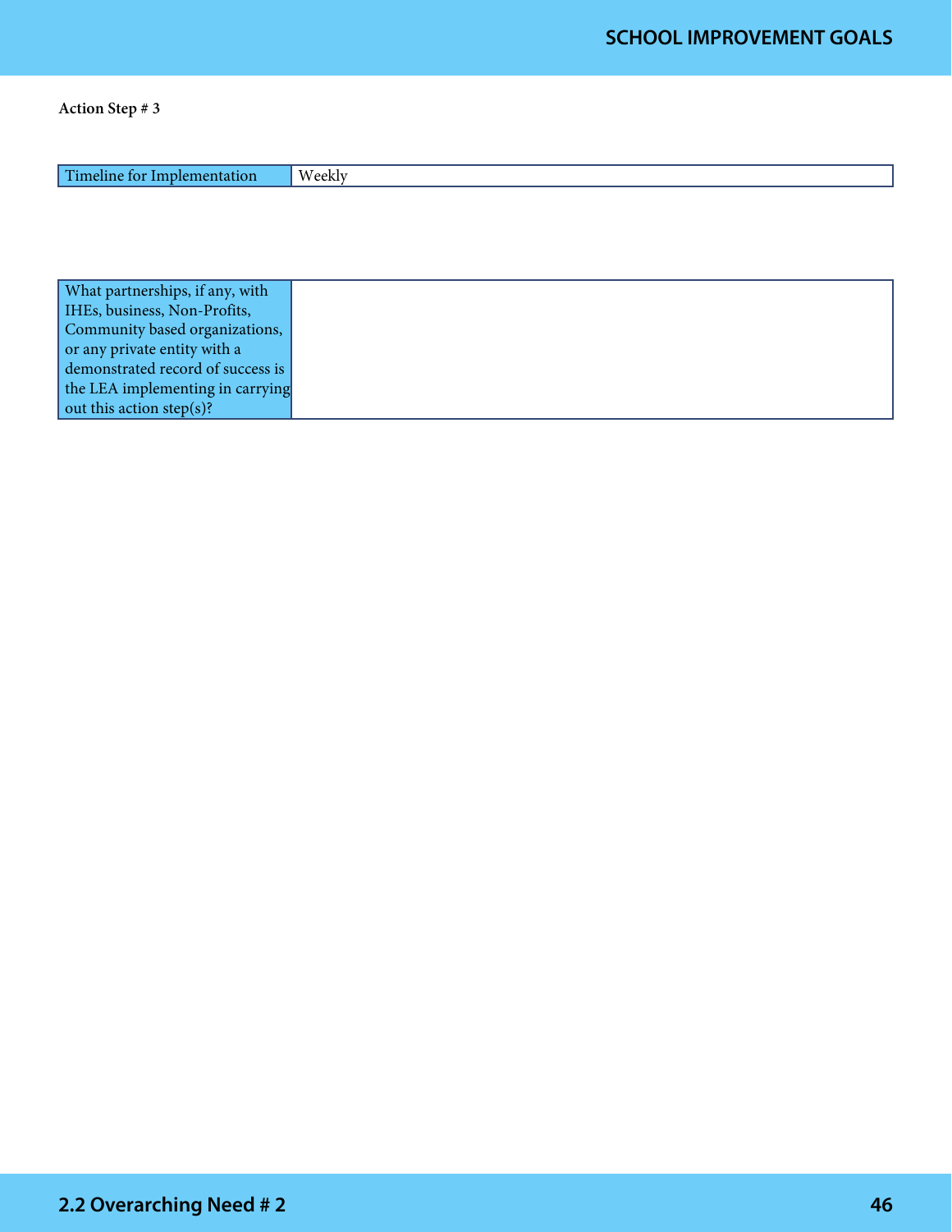**Action Step # 3**

| Timeline for Implementation | Weekly |
|---|---|

| What partnerships, if any, with IHEs, business, Non-Profits, Community based organizations, or any private entity with a demonstrated record of success is the LEA implementing in carrying out this action step(s)? | |
|---|---|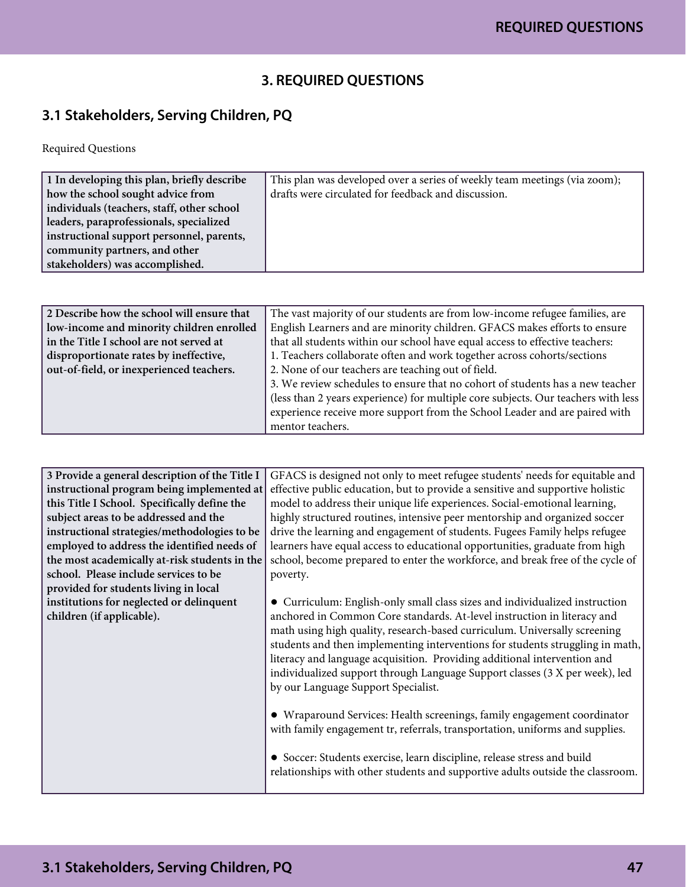## 3. REQUIRED QUESTIONS

### 3.1 Stakeholders, Serving Children, PQ

Required Questions

| **1 In developing this plan, briefly describe how the school sought advice from individuals (teachers, staff, other school leaders, paraprofessionals, specialized instructional support personnel, parents, community partners, and other stakeholders) was accomplished.** | This plan was developed over a series of weekly team meetings (via zoom); drafts were circulated for feedback and discussion. |
|---|---|

| **2 Describe how the school will ensure that low-income and minority children enrolled in the Title I school are not served at disproportionate rates by ineffective, out-of-field, or inexperienced teachers.** | The vast majority of our students are from low-income refugee families, are English Learners and are minority children. GFACS makes efforts to ensure that all students within our school have equal access to effective teachers:<br>1. Teachers collaborate often and work together across cohorts/sections<br>2. None of our teachers are teaching out of field.<br>3. We review schedules to ensure that no cohort of students has a new teacher (less than 2 years experience) for multiple core subjects. Our teachers with less experience receive more support from the School Leader and are paired with mentor teachers. |
|---|---|

| **3 Provide a general description of the Title I instructional program being implemented at this Title I School. Specifically define the subject areas to be addressed and the instructional strategies/methodologies to be employed to address the identified needs of the most academically at-risk students in the school. Please include services to be provided for students living in local institutions for neglected or delinquent children (if applicable).** | GFACS is designed not only to meet refugee students' needs for equitable and effective public education, but to provide a sensitive and supportive holistic model to address their unique life experiences. Social-emotional learning, highly structured routines, intensive peer mentorship and organized soccer drive the learning and engagement of students. Fugees Family helps refugee learners have equal access to educational opportunities, graduate from high school, become prepared to enter the workforce, and break free of the cycle of poverty.<br><br>● Curriculum: English-only small class sizes and individualized instruction anchored in Common Core standards. At-level instruction in literacy and math using high quality, research-based curriculum. Universally screening students and then implementing interventions for students struggling in math, literacy and language acquisition. Providing additional intervention and individualized support through Language Support classes (3 X per week), led by our Language Support Specialist.<br><br>● Wraparound Services: Health screenings, family engagement coordinator with family engagement tr, referrals, transportation, uniforms and supplies.<br><br>● Soccer: Students exercise, learn discipline, release stress and build relationships with other students and supportive adults outside the classroom. |
|---|---|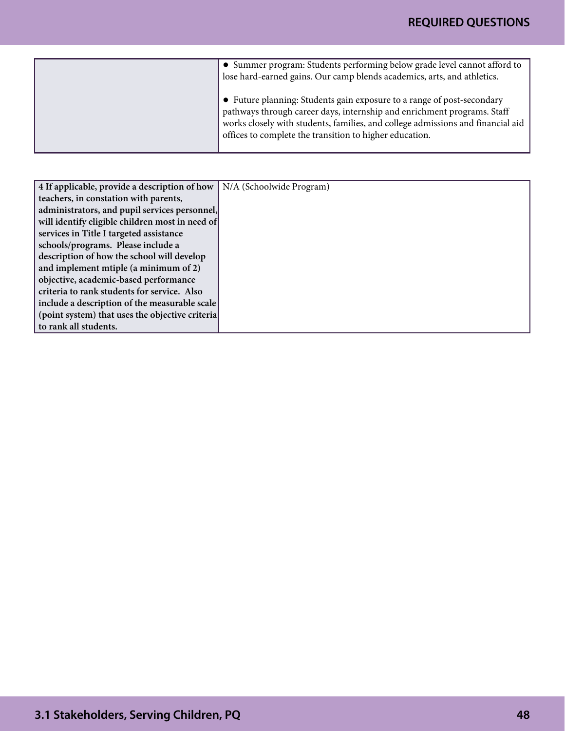| | |
|---|---|
| | • Summer program: Students performing below grade level cannot afford to lose hard-earned gains. Our camp blends academics, arts, and athletics.<br><br>• Future planning: Students gain exposure to a range of post-secondary pathways through career days, internship and enrichment programs. Staff works closely with students, families, and college admissions and financial aid offices to complete the transition to higher education. |

| | |
|---|---|
| **4 If applicable, provide a description of how teachers, in constation with parents, administrators, and pupil services personnel, will identify eligible children most in need of services in Title I targeted assistance schools/programs. Please include a description of how the school will develop and implement mtiple (a minimum of 2) objective, academic-based performance criteria to rank students for service. Also include a description of the measurable scale (point system) that uses the objective criteria to rank all students.** | N/A (Schoolwide Program) |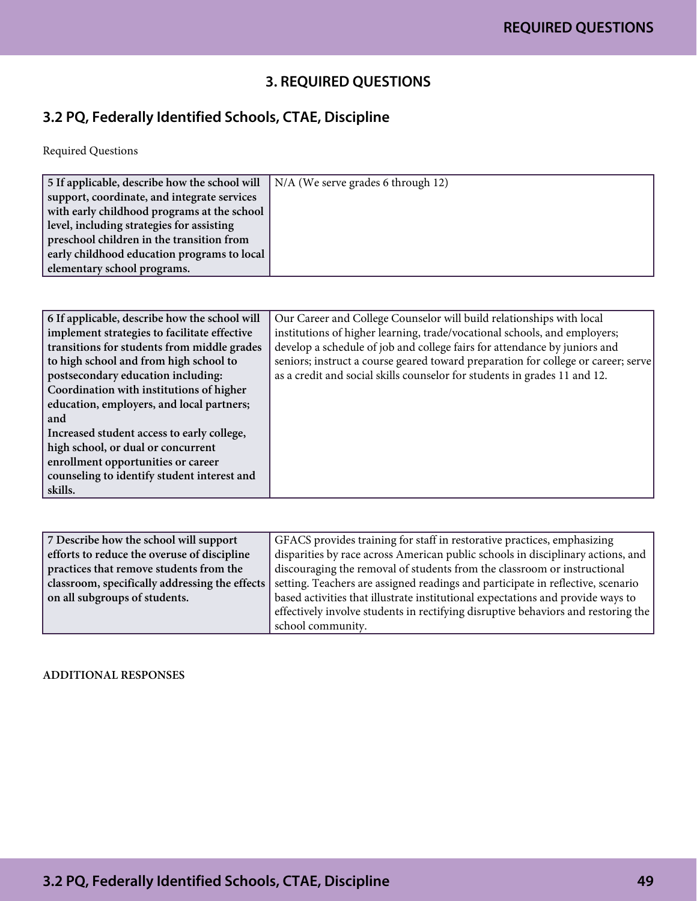## 3. REQUIRED QUESTIONS

### 3.2 PQ, Federally Identified Schools, CTAE, Discipline

Required Questions

| | |
|---|---|
| **5 If applicable, describe how the school will support, coordinate, and integrate services with early childhood programs at the school level, including strategies for assisting preschool children in the transition from early childhood education programs to local elementary school programs.** | N/A (We serve grades 6 through 12) |

| | |
|---|---|
| **6 If applicable, describe how the school will implement strategies to facilitate effective transitions for students from middle grades to high school and from high school to postsecondary education including: Coordination with institutions of higher education, employers, and local partners; and Increased student access to early college, high school, or dual or concurrent enrollment opportunities or career counseling to identify student interest and skills.** | Our Career and College Counselor will build relationships with local institutions of higher learning, trade/vocational schools, and employers; develop a schedule of job and college fairs for attendance by juniors and seniors; instruct a course geared toward preparation for college or career; serve as a credit and social skills counselor for students in grades 11 and 12. |

| | |
|---|---|
| **7 Describe how the school will support efforts to reduce the overuse of discipline practices that remove students from the classroom, specifically addressing the effects on all subgroups of students.** | GFACS provides training for staff in restorative practices, emphasizing disparities by race across American public schools in disciplinary actions, and discouraging the removal of students from the classroom or instructional setting. Teachers are assigned readings and participate in reflective, scenario based activities that illustrate institutional expectations and provide ways to effectively involve students in rectifying disruptive behaviors and restoring the school community. |

ADDITIONAL RESPONSES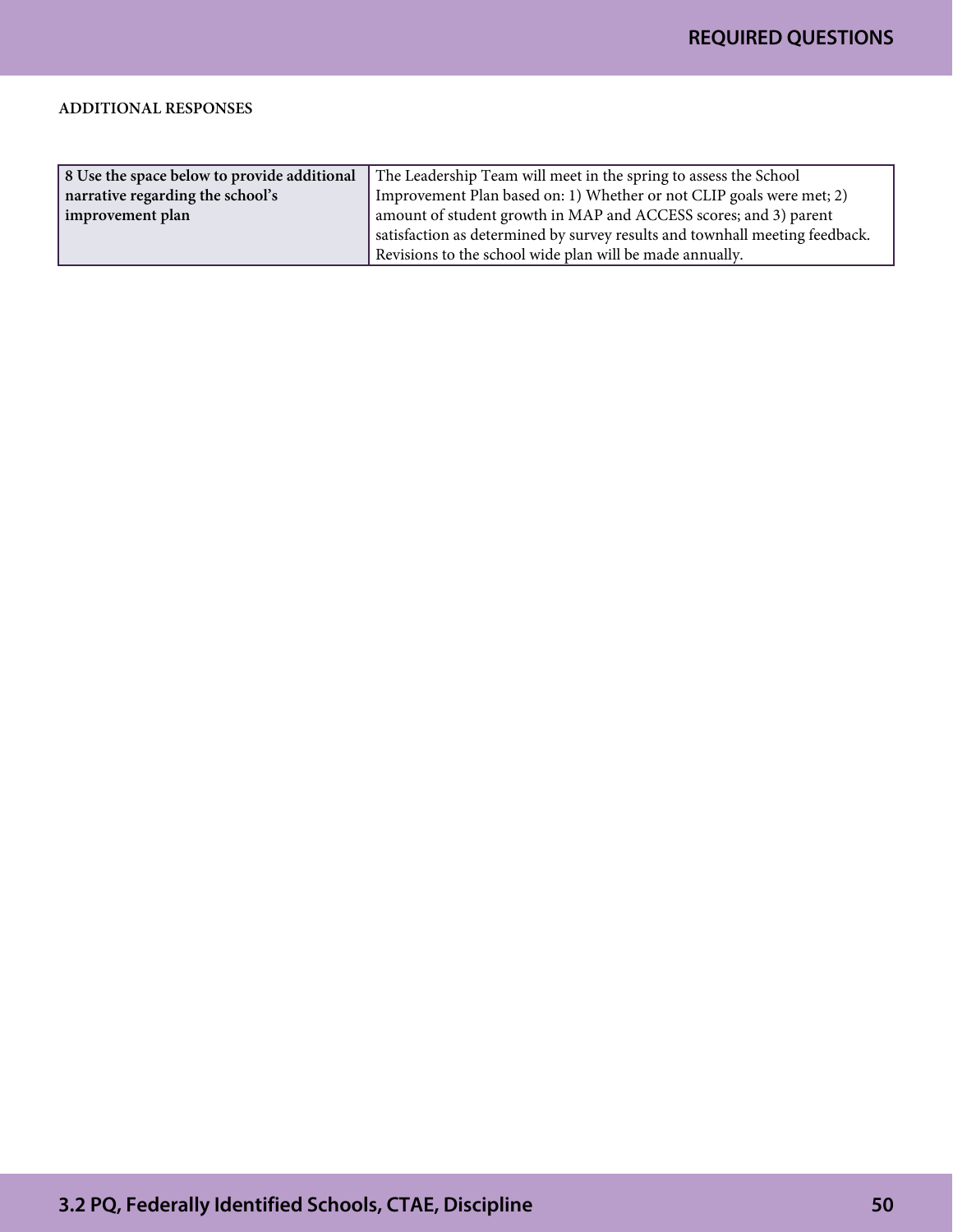ADDITIONAL RESPONSES

| | |
|---|---|
| **8 Use the space below to provide additional narrative regarding the school's improvement plan** | The Leadership Team will meet in the spring to assess the School Improvement Plan based on: 1) Whether or not CLIP goals were met; 2) amount of student growth in MAP and ACCESS scores; and 3) parent satisfaction as determined by survey results and townhall meeting feedback. Revisions to the school wide plan will be made annually. |